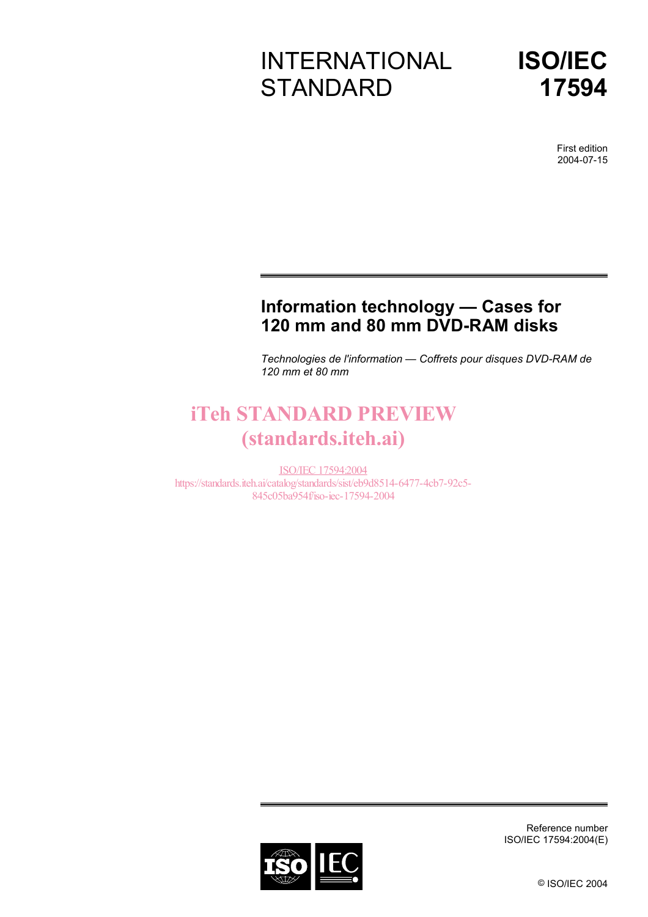# INTERNATIONAL STANDARD

# ISO/IEC 17594

First edition
2004-07-15

## Information technology — Cases for 120 mm and 80 mm DVD-RAM disks

*Technologies de l'information — Coffrets pour disques DVD-RAM de 120 mm et 80 mm*

iTeh STANDARD PREVIEW
(standards.iteh.ai)

ISO/IEC 17594:2004
https://standards.iteh.ai/catalog/standards/sist/eb9d8514-6477-4cb7-92c5-845c05ba954f/iso-iec-17594-2004

Reference number
ISO/IEC 17594:2004(E)

© ISO/IEC 2004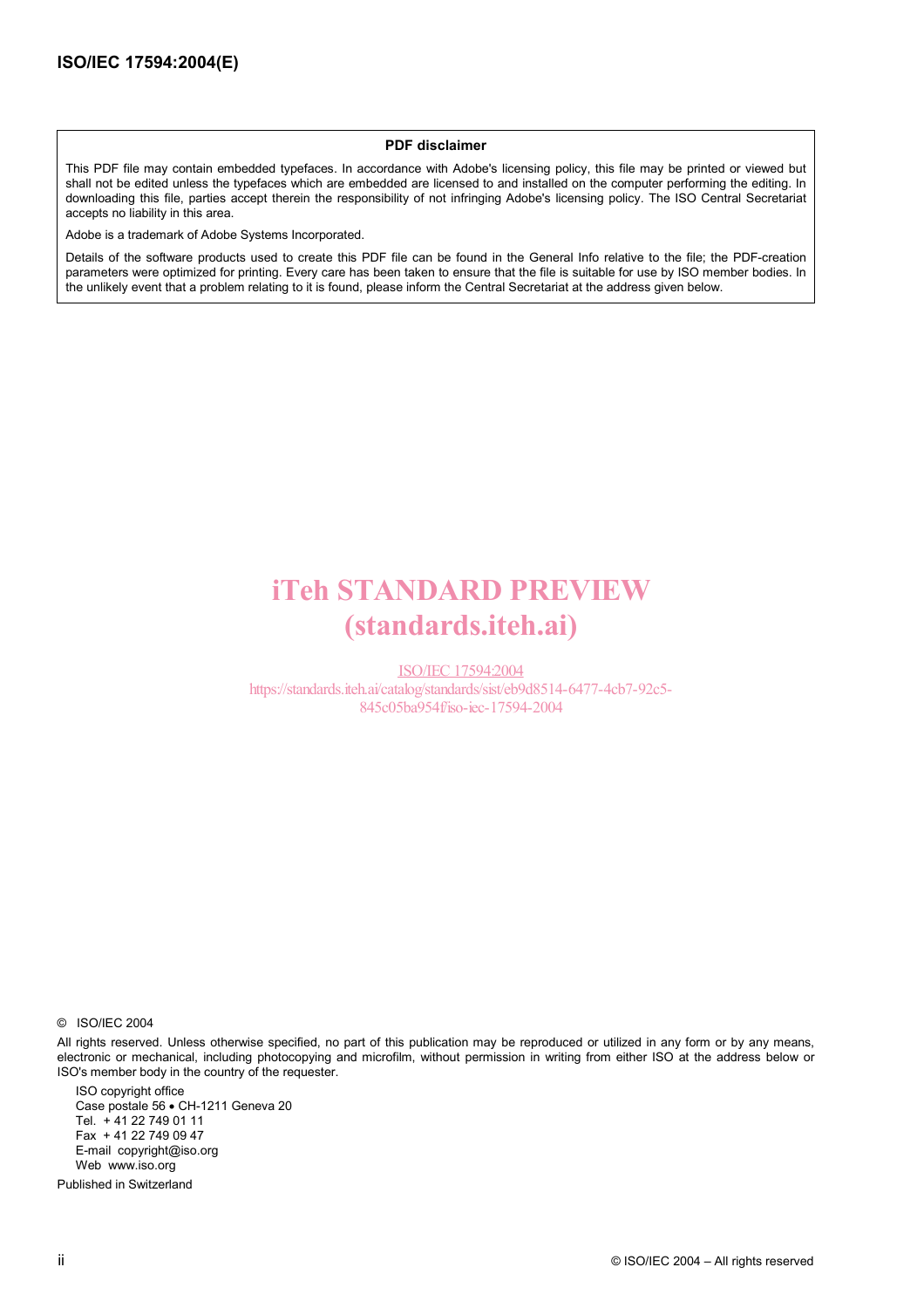## PDF disclaimer

This PDF file may contain embedded typefaces. In accordance with Adobe's licensing policy, this file may be printed or viewed but shall not be edited unless the typefaces which are embedded are licensed to and installed on the computer performing the editing. In downloading this file, parties accept therein the responsibility of not infringing Adobe's licensing policy. The ISO Central Secretariat accepts no liability in this area.

Adobe is a trademark of Adobe Systems Incorporated.

Details of the software products used to create this PDF file can be found in the General Info relative to the file; the PDF-creation parameters were optimized for printing. Every care has been taken to ensure that the file is suitable for use by ISO member bodies. In the unlikely event that a problem relating to it is found, please inform the Central Secretariat at the address given below.

iTeh STANDARD PREVIEW
(standards.iteh.ai)

ISO/IEC 17594:2004
https://standards.iteh.ai/catalog/standards/sist/eb9d8514-6477-4cb7-92c5-845c05ba954f/iso-iec-17594-2004

© ISO/IEC 2004

All rights reserved. Unless otherwise specified, no part of this publication may be reproduced or utilized in any form or by any means, electronic or mechanical, including photocopying and microfilm, without permission in writing from either ISO at the address below or ISO's member body in the country of the requester.

ISO copyright office
Case postale 56 • CH-1211 Geneva 20
Tel. + 41 22 749 01 11
Fax + 41 22 749 09 47
E-mail copyright@iso.org
Web www.iso.org

Published in Switzerland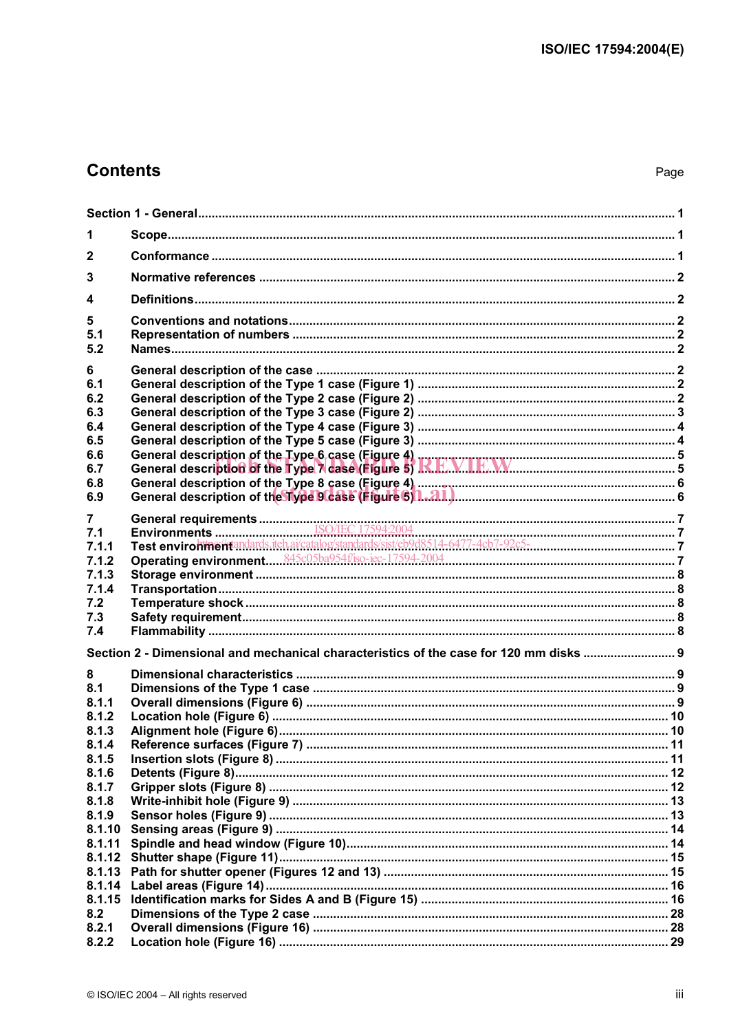## Contents

Page

**Section 1 - General** .......... 1

| | | |
|---|---|---|
| **1** | **Scope** | 1 |
| **2** | **Conformance** | 1 |
| **3** | **Normative references** | 2 |
| **4** | **Definitions** | 2 |
| **5** | **Conventions and notations** | 2 |
| **5.1** | **Representation of numbers** | 2 |
| **5.2** | **Names** | 2 |
| **6** | **General description of the case** | 2 |
| **6.1** | **General description of the Type 1 case (Figure 1)** | 2 |
| **6.2** | **General description of the Type 2 case (Figure 2)** | 2 |
| **6.3** | **General description of the Type 3 case (Figure 2)** | 3 |
| **6.4** | **General description of the Type 4 case (Figure 3)** | 4 |
| **6.5** | **General description of the Type 5 case (Figure 3)** | 4 |
| **6.6** | **General description of the Type 6 case (Figure 4)** | 5 |
| **6.7** | **General description of the Type 7 case (Figure 5)** | 5 |
| **6.8** | **General description of the Type 8 case (Figure 4)** | 6 |
| **6.9** | **General description of the Type 9 case (Figure 5)** | 6 |
| **7** | **General requirements** | 7 |
| **7.1** | **Environments** | 7 |
| **7.1.1** | **Test environment** | 7 |
| **7.1.2** | **Operating environment** | 7 |
| **7.1.3** | **Storage environment** | 8 |
| **7.1.4** | **Transportation** | 8 |
| **7.2** | **Temperature shock** | 8 |
| **7.3** | **Safety requirement** | 8 |
| **7.4** | **Flammability** | 8 |

**Section 2 - Dimensional and mechanical characteristics of the case for 120 mm disks** .......... 9

| | | |
|---|---|---|
| **8** | **Dimensional characteristics** | 9 |
| **8.1** | **Dimensions of the Type 1 case** | 9 |
| **8.1.1** | **Overall dimensions (Figure 6)** | 9 |
| **8.1.2** | **Location hole (Figure 6)** | 10 |
| **8.1.3** | **Alignment hole (Figure 6)** | 10 |
| **8.1.4** | **Reference surfaces (Figure 7)** | 11 |
| **8.1.5** | **Insertion slots (Figure 8)** | 11 |
| **8.1.6** | **Detents (Figure 8)** | 12 |
| **8.1.7** | **Gripper slots (Figure 8)** | 12 |
| **8.1.8** | **Write-inhibit hole (Figure 9)** | 13 |
| **8.1.9** | **Sensor holes (Figure 9)** | 13 |
| **8.1.10** | **Sensing areas (Figure 9)** | 14 |
| **8.1.11** | **Spindle and head window (Figure 10)** | 14 |
| **8.1.12** | **Shutter shape (Figure 11)** | 15 |
| **8.1.13** | **Path for shutter opener (Figures 12 and 13)** | 15 |
| **8.1.14** | **Label areas (Figure 14)** | 16 |
| **8.1.15** | **Identification marks for Sides A and B (Figure 15)** | 16 |
| **8.2** | **Dimensions of the Type 2 case** | 28 |
| **8.2.1** | **Overall dimensions (Figure 16)** | 28 |
| **8.2.2** | **Location hole (Figure 16)** | 29 |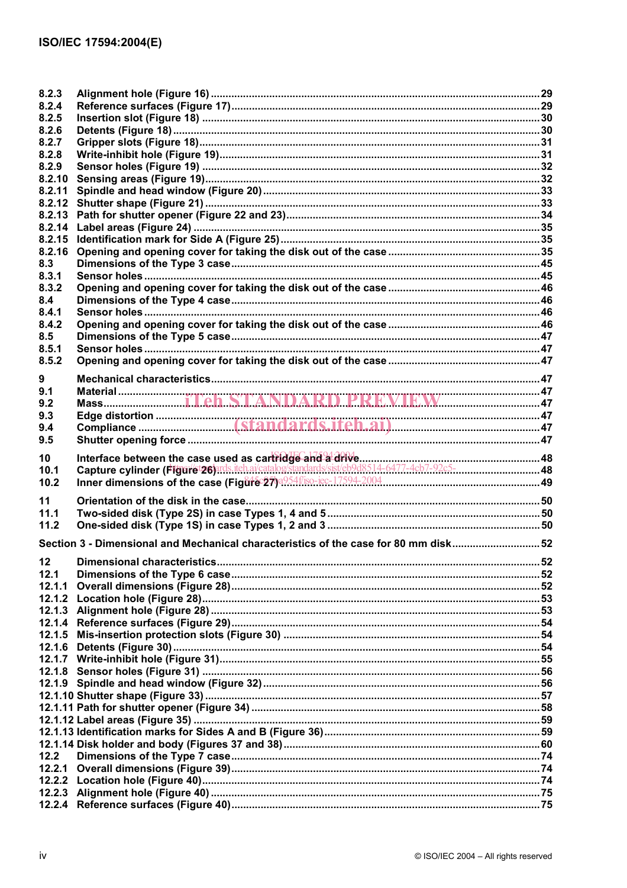8.2.3 Alignment hole (Figure 16) ... 29
8.2.4 Reference surfaces (Figure 17) ... 29
8.2.5 Insertion slot (Figure 18) ... 30
8.2.6 Detents (Figure 18) ... 30
8.2.7 Gripper slots (Figure 18) ... 31
8.2.8 Write-inhibit hole (Figure 19) ... 31
8.2.9 Sensor holes (Figure 19) ... 32
8.2.10 Sensing areas (Figure 19) ... 32
8.2.11 Spindle and head window (Figure 20) ... 33
8.2.12 Shutter shape (Figure 21) ... 33
8.2.13 Path for shutter opener (Figure 22 and 23) ... 34
8.2.14 Label areas (Figure 24) ... 35
8.2.15 Identification mark for Side A (Figure 25) ... 35
8.2.16 Opening and opening cover for taking the disk out of the case ... 35
8.3 Dimensions of the Type 3 case ... 45
8.3.1 Sensor holes ... 45
8.3.2 Opening and opening cover for taking the disk out of the case ... 46
8.4 Dimensions of the Type 4 case ... 46
8.4.1 Sensor holes ... 46
8.4.2 Opening and opening cover for taking the disk out of the case ... 46
8.5 Dimensions of the Type 5 case ... 47
8.5.1 Sensor holes ... 47
8.5.2 Opening and opening cover for taking the disk out of the case ... 47

9 Mechanical characteristics ... 47
9.1 Material ... 47
9.2 Mass ... 47
9.3 Edge distortion ... 47
9.4 Compliance ... 47
9.5 Shutter opening force ... 47

10 Interface between the case used as cartridge and a drive ... 48
10.1 Capture cylinder (Figure 26) ... 48
10.2 Inner dimensions of the case (Figure 27) ... 49

11 Orientation of the disk in the case ... 50
11.1 Two-sided disk (Type 2S) in case Types 1, 4 and 5 ... 50
11.2 One-sided disk (Type 1S) in case Types 1, 2 and 3 ... 50

Section 3 - Dimensional and Mechanical characteristics of the case for 80 mm disk ... 52

12 Dimensional characteristics ... 52
12.1 Dimensions of the Type 6 case ... 52
12.1.1 Overall dimensions (Figure 28) ... 52
12.1.2 Location hole (Figure 28) ... 53
12.1.3 Alignment hole (Figure 28) ... 53
12.1.4 Reference surfaces (Figure 29) ... 54
12.1.5 Mis-insertion protection slots (Figure 30) ... 54
12.1.6 Detents (Figure 30) ... 54
12.1.7 Write-inhibit hole (Figure 31) ... 55
12.1.8 Sensor holes (Figure 31) ... 56
12.1.9 Spindle and head window (Figure 32) ... 56
12.1.10 Shutter shape (Figure 33) ... 57
12.1.11 Path for shutter opener (Figure 34) ... 58
12.1.12 Label areas (Figure 35) ... 59
12.1.13 Identification marks for Sides A and B (Figure 36) ... 59
12.1.14 Disk holder and body (Figures 37 and 38) ... 60
12.2 Dimensions of the Type 7 case ... 74
12.2.1 Overall dimensions (Figure 39) ... 74
12.2.2 Location hole (Figure 40) ... 74
12.2.3 Alignment hole (Figure 40) ... 75
12.2.4 Reference surfaces (Figure 40) ... 75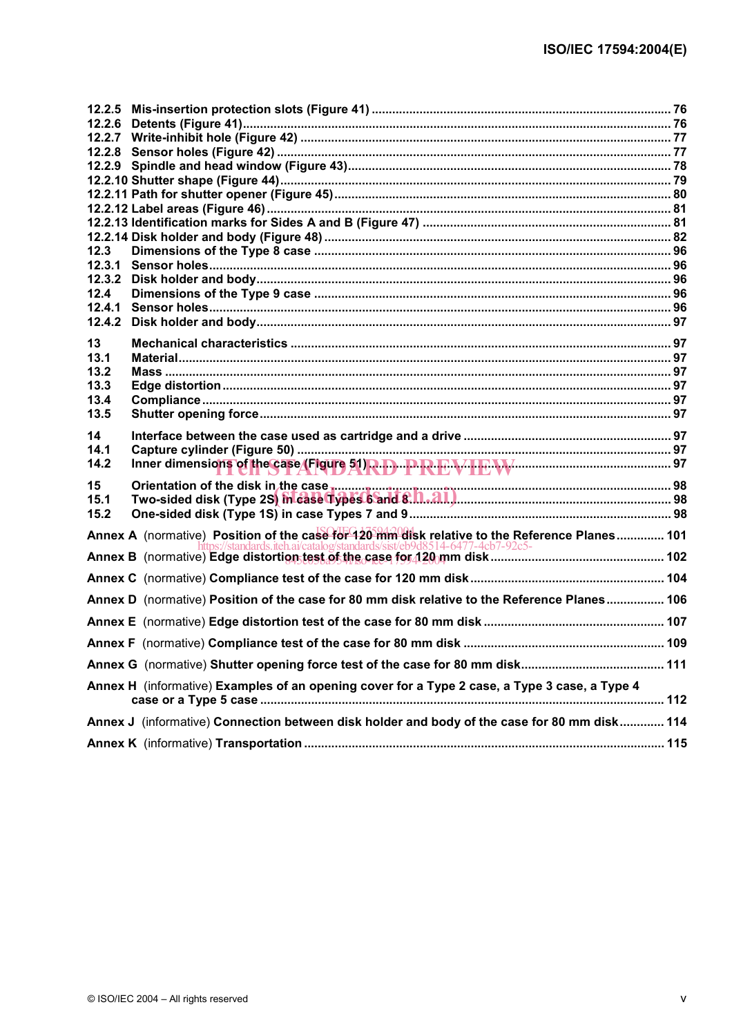12.2.5 Mis-insertion protection slots (Figure 41) ........................................................................................ 76
12.2.6 Detents (Figure 41)............................................................................................................................ 76
12.2.7 Write-inhibit hole (Figure 42) ........................................................................................................... 77
12.2.8 Sensor holes (Figure 42) .................................................................................................................. 77
12.2.9 Spindle and head window (Figure 43)............................................................................................. 78
12.2.10 Shutter shape (Figure 44)................................................................................................................. 79
12.2.11 Path for shutter opener (Figure 45)................................................................................................. 80
12.2.12 Label areas (Figure 46)..................................................................................................................... 81
12.2.13 Identification marks for Sides A and B (Figure 47) ....................................................................... 81
12.2.14 Disk holder and body (Figure 48) .................................................................................................... 82
12.3 Dimensions of the Type 8 case ....................................................................................................... 96
12.3.1 Sensor holes...................................................................................................................................... 96
12.3.2 Disk holder and body........................................................................................................................ 96
12.4 Dimensions of the Type 9 case ....................................................................................................... 96
12.4.1 Sensor holes...................................................................................................................................... 96
12.4.2 Disk holder and body........................................................................................................................ 97

13 Mechanical characteristics .............................................................................................................. 97
13.1 Material............................................................................................................................................... 97
13.2 Mass ................................................................................................................................................... 97
13.3 Edge distortion .................................................................................................................................. 97
13.4 Compliance........................................................................................................................................ 97
13.5 Shutter opening force....................................................................................................................... 97

14 Interface between the case used as cartridge and a drive ............................................................ 97
14.1 Capture cylinder (Figure 50) ............................................................................................................ 97
14.2 Inner dimensions of the case (Figure 51)........................................................................................ 97

15 Orientation of the disk in the case ................................................................................................... 98
15.1 Two-sided disk (Type 2S) in case Types 6 and 8............................................................................ 98
15.2 One-sided disk (Type 1S) in case Types 7 and 9............................................................................ 98

Annex A (normative) Position of the case for 120 mm disk relative to the Reference Planes............. 101

Annex B (normative) Edge distortion test of the case for 120 mm disk.................................................. 102

Annex C (normative) Compliance test of the case for 120 mm disk........................................................ 104

Annex D (normative) Position of the case for 80 mm disk relative to the Reference Planes................. 106

Annex E (normative) Edge distortion test of the case for 80 mm disk .................................................... 107

Annex F (normative) Compliance test of the case for 80 mm disk .......................................................... 109

Annex G (normative) Shutter opening force test of the case for 80 mm disk......................................... 111

Annex H (informative) Examples of an opening cover for a Type 2 case, a Type 3 case, a Type 4 case or a Type 5 case ...................................................................................................................... 112

Annex J (informative) Connection between disk holder and body of the case for 80 mm disk............. 114

Annex K (informative) Transportation ........................................................................................................ 115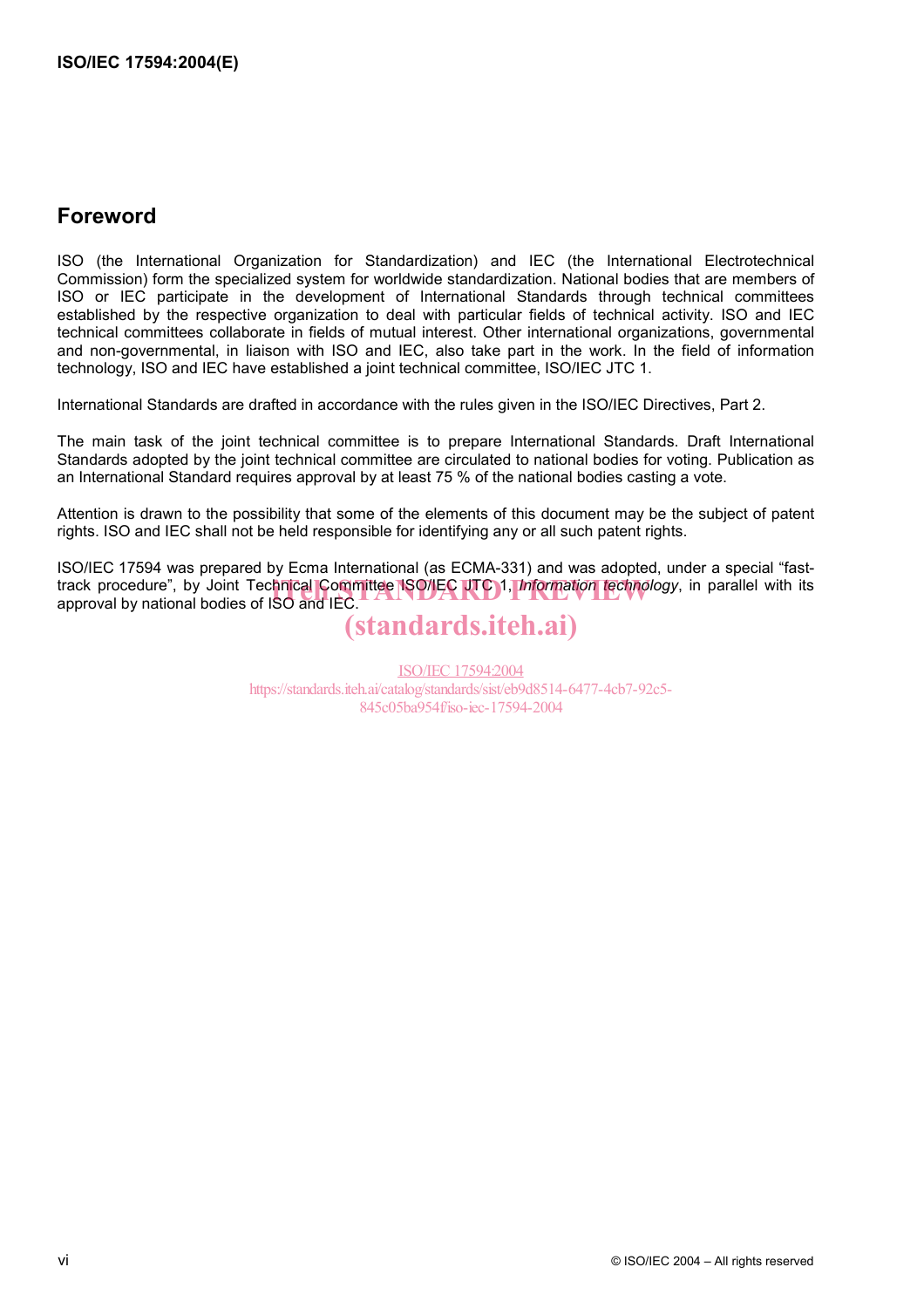## Foreword

ISO (the International Organization for Standardization) and IEC (the International Electrotechnical Commission) form the specialized system for worldwide standardization. National bodies that are members of ISO or IEC participate in the development of International Standards through technical committees established by the respective organization to deal with particular fields of technical activity. ISO and IEC technical committees collaborate in fields of mutual interest. Other international organizations, governmental and non-governmental, in liaison with ISO and IEC, also take part in the work. In the field of information technology, ISO and IEC have established a joint technical committee, ISO/IEC JTC 1.

International Standards are drafted in accordance with the rules given in the ISO/IEC Directives, Part 2.

The main task of the joint technical committee is to prepare International Standards. Draft International Standards adopted by the joint technical committee are circulated to national bodies for voting. Publication as an International Standard requires approval by at least 75 % of the national bodies casting a vote.

Attention is drawn to the possibility that some of the elements of this document may be the subject of patent rights. ISO and IEC shall not be held responsible for identifying any or all such patent rights.

ISO/IEC 17594 was prepared by Ecma International (as ECMA-331) and was adopted, under a special "fast-track procedure", by Joint Technical Committee ISO/IEC JTC 1, *Information technology*, in parallel with its approval by national bodies of ISO and IEC.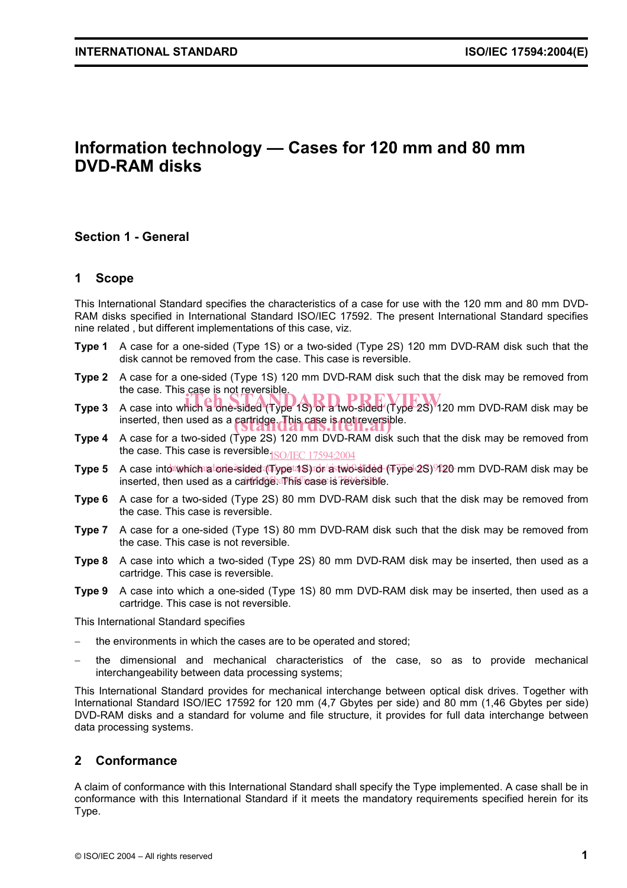# Information technology — Cases for 120 mm and 80 mm DVD-RAM disks

## Section 1 - General

## 1 Scope

This International Standard specifies the characteristics of a case for use with the 120 mm and 80 mm DVD-RAM disks specified in International Standard ISO/IEC 17592. The present International Standard specifies nine related , but different implementations of this case, viz.

**Type 1** A case for a one-sided (Type 1S) or a two-sided (Type 2S) 120 mm DVD-RAM disk such that the disk cannot be removed from the case. This case is reversible.

**Type 2** A case for a one-sided (Type 1S) 120 mm DVD-RAM disk such that the disk may be removed from the case. This case is not reversible.

**Type 3** A case into which a one-sided (Type 1S) or a two-sided (Type 2S) 120 mm DVD-RAM disk may be inserted, then used as a cartridge. This case is not reversible.

**Type 4** A case for a two-sided (Type 2S) 120 mm DVD-RAM disk such that the disk may be removed from the case. This case is reversible.

**Type 5** A case into which a one-sided (Type 1S) or a two-sided (Type 2S) 120 mm DVD-RAM disk may be inserted, then used as a cartridge. This case is reversible.

**Type 6** A case for a two-sided (Type 2S) 80 mm DVD-RAM disk such that the disk may be removed from the case. This case is reversible.

**Type 7** A case for a one-sided (Type 1S) 80 mm DVD-RAM disk such that the disk may be removed from the case. This case is not reversible.

**Type 8** A case into which a two-sided (Type 2S) 80 mm DVD-RAM disk may be inserted, then used as a cartridge. This case is reversible.

**Type 9** A case into which a one-sided (Type 1S) 80 mm DVD-RAM disk may be inserted, then used as a cartridge. This case is not reversible.

This International Standard specifies

- the environments in which the cases are to be operated and stored;
- the dimensional and mechanical characteristics of the case, so as to provide mechanical interchangeability between data processing systems;

This International Standard provides for mechanical interchange between optical disk drives. Together with International Standard ISO/IEC 17592 for 120 mm (4,7 Gbytes per side) and 80 mm (1,46 Gbytes per side) DVD-RAM disks and a standard for volume and file structure, it provides for full data interchange between data processing systems.

## 2 Conformance

A claim of conformance with this International Standard shall specify the Type implemented. A case shall be in conformance with this International Standard if it meets the mandatory requirements specified herein for its Type.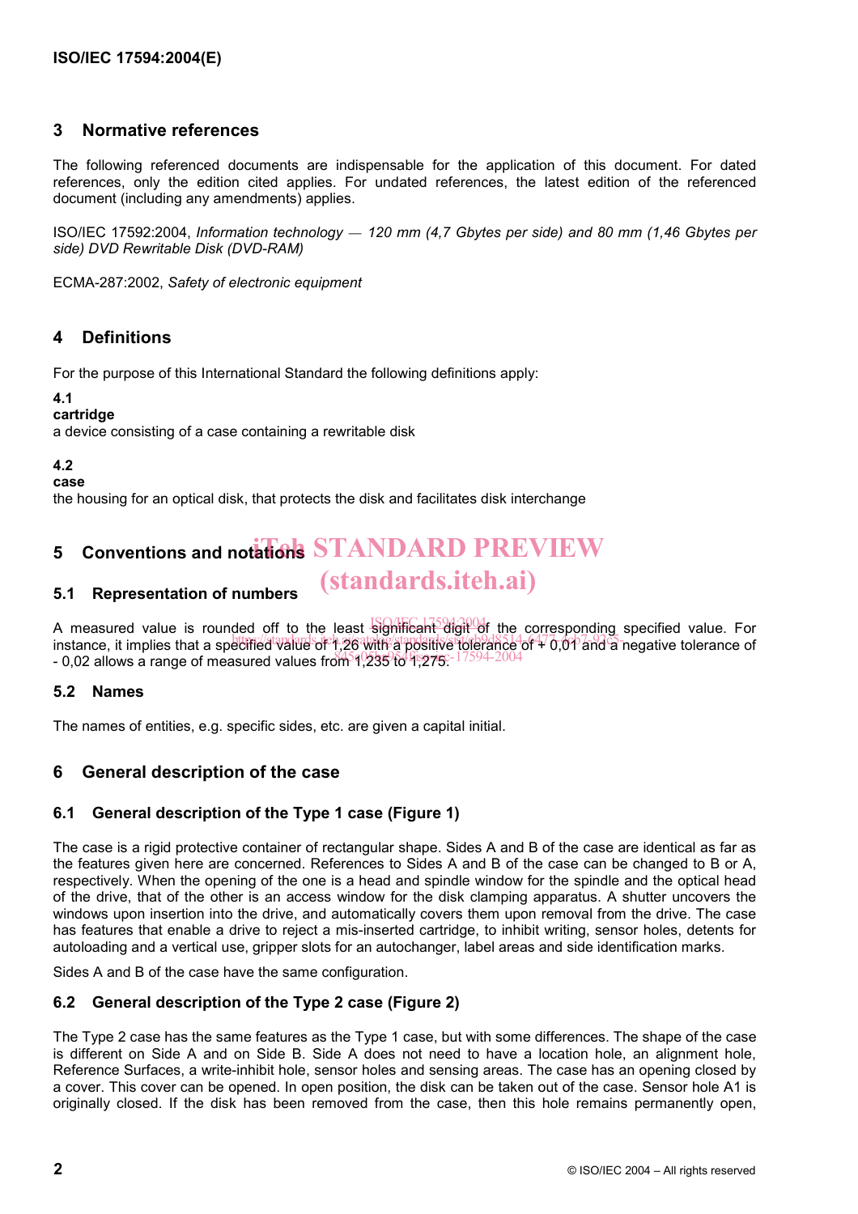## 3 Normative references

The following referenced documents are indispensable for the application of this document. For dated references, only the edition cited applies. For undated references, the latest edition of the referenced document (including any amendments) applies.

ISO/IEC 17592:2004, *Information technology — 120 mm (4,7 Gbytes per side) and 80 mm (1,46 Gbytes per side) DVD Rewritable Disk (DVD-RAM)*

ECMA-287:2002, *Safety of electronic equipment*

## 4 Definitions

For the purpose of this International Standard the following definitions apply:

**4.1**
**cartridge**
a device consisting of a case containing a rewritable disk

**4.2**
**case**
the housing for an optical disk, that protects the disk and facilitates disk interchange

## 5 Conventions and notations

### 5.1 Representation of numbers

A measured value is rounded off to the least significant digit of the corresponding specified value. For instance, it implies that a specified value of 1,26 with a positive tolerance of + 0,01 and a negative tolerance of - 0,02 allows a range of measured values from 1,235 to 1,275.

### 5.2 Names

The names of entities, e.g. specific sides, etc. are given a capital initial.

## 6 General description of the case

### 6.1 General description of the Type 1 case (Figure 1)

The case is a rigid protective container of rectangular shape. Sides A and B of the case are identical as far as the features given here are concerned. References to Sides A and B of the case can be changed to B or A, respectively. When the opening of the one is a head and spindle window for the spindle and the optical head of the drive, that of the other is an access window for the disk clamping apparatus. A shutter uncovers the windows upon insertion into the drive, and automatically covers them upon removal from the drive. The case has features that enable a drive to reject a mis-inserted cartridge, to inhibit writing, sensor holes, detents for autoloading and a vertical use, gripper slots for an autochanger, label areas and side identification marks.

Sides A and B of the case have the same configuration.

### 6.2 General description of the Type 2 case (Figure 2)

The Type 2 case has the same features as the Type 1 case, but with some differences. The shape of the case is different on Side A and on Side B. Side A does not need to have a location hole, an alignment hole, Reference Surfaces, a write-inhibit hole, sensor holes and sensing areas. The case has an opening closed by a cover. This cover can be opened. In open position, the disk can be taken out of the case. Sensor hole A1 is originally closed. If the disk has been removed from the case, then this hole remains permanently open,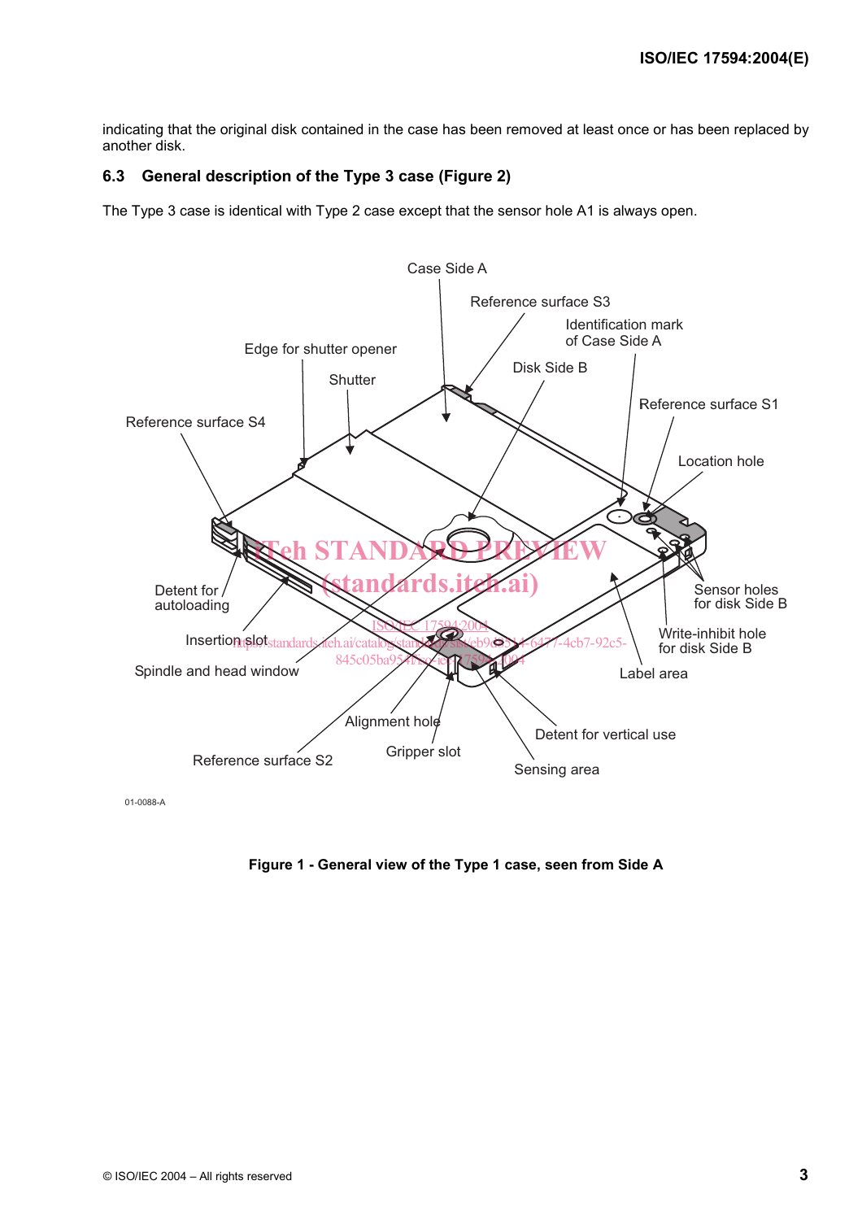indicating that the original disk contained in the case has been removed at least once or has been replaced by another disk.

## 6.3 General description of the Type 3 case (Figure 2)

The Type 3 case is identical with Type 2 case except that the sensor hole A1 is always open.

Case Side A
Reference surface S3
Identification mark of Case Side A
Edge for shutter opener
Disk Side B
Shutter
Reference surface S1
Reference surface S4
Location hole
Detent for autoloading
Sensor holes for disk Side B
Insertion slot
Write-inhibit hole for disk Side B
Spindle and head window
Label area
Alignment hole
Detent for vertical use
Gripper slot
Reference surface S2
Sensing area

01-0088-A

**Figure 1 - General view of the Type 1 case, seen from Side A**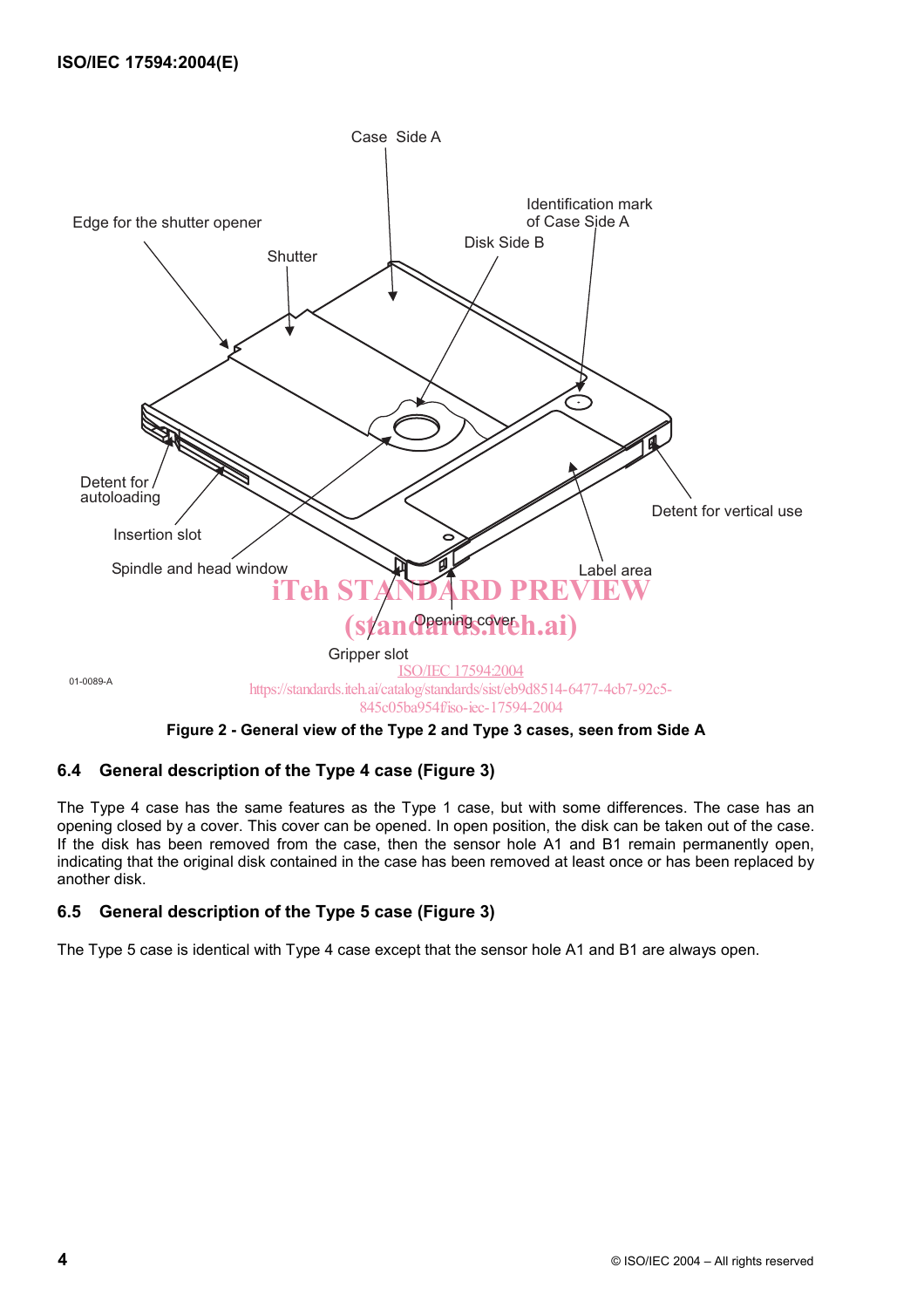Case Side A

Edge for the shutter opener

Identification mark of Case Side A

Disk Side B

Shutter

Detent for autoloading

Insertion slot

Spindle and head window

Detent for vertical use

Label area

Opening cover

Gripper slot

01-0089-A

**Figure 2 - General view of the Type 2 and Type 3 cases, seen from Side A**

## 6.4 General description of the Type 4 case (Figure 3)

The Type 4 case has the same features as the Type 1 case, but with some differences. The case has an opening closed by a cover. This cover can be opened. In open position, the disk can be taken out of the case. If the disk has been removed from the case, then the sensor hole A1 and B1 remain permanently open, indicating that the original disk contained in the case has been removed at least once or has been replaced by another disk.

## 6.5 General description of the Type 5 case (Figure 3)

The Type 5 case is identical with Type 4 case except that the sensor hole A1 and B1 are always open.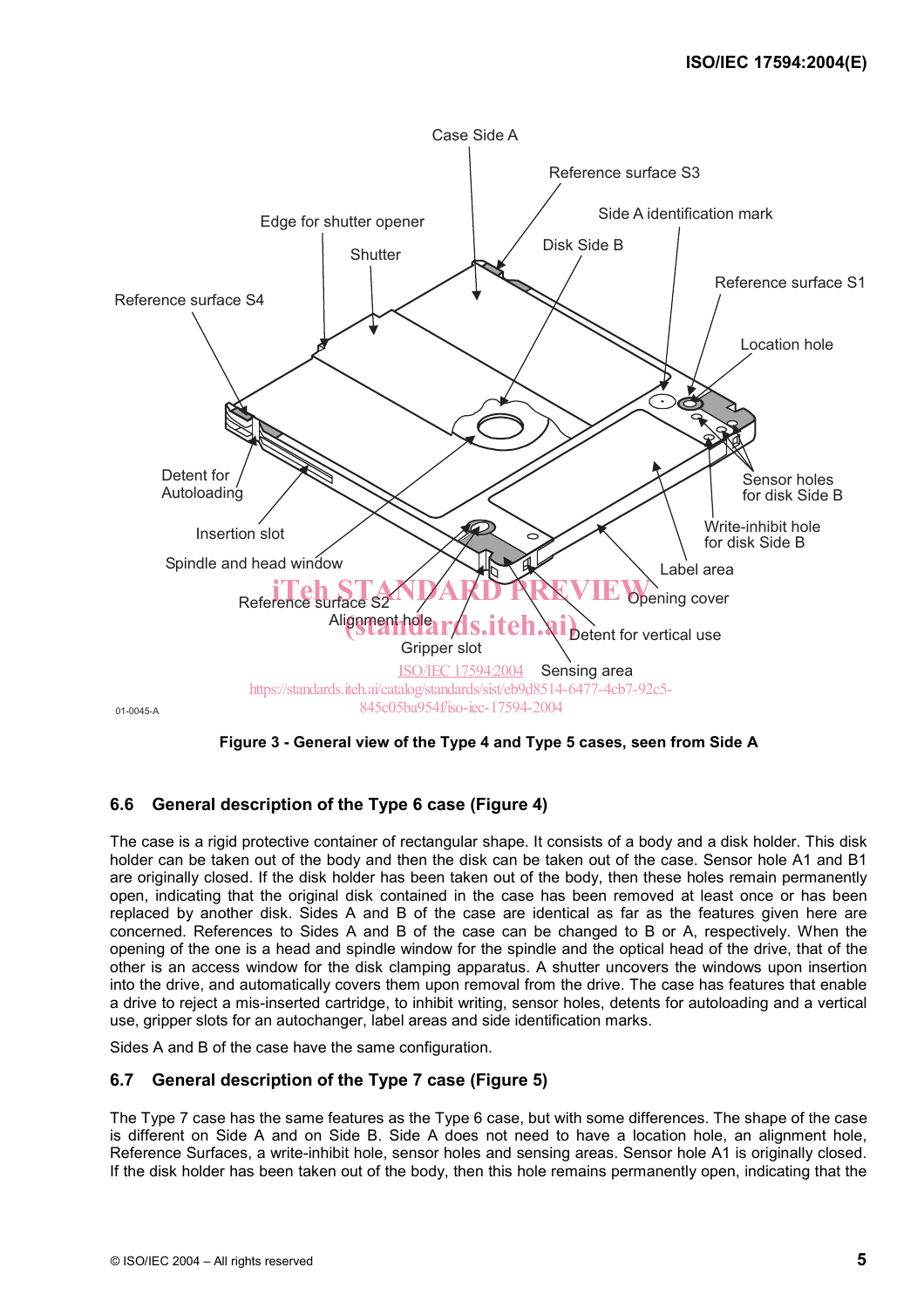Figure 3 - General view of the Type 4 and Type 5 cases, seen from Side A

### 6.6 General description of the Type 6 case (Figure 4)

The case is a rigid protective container of rectangular shape. It consists of a body and a disk holder. This disk holder can be taken out of the body and then the disk can be taken out of the case. Sensor hole A1 and B1 are originally closed. If the disk holder has been taken out of the body, then these holes remain permanently open, indicating that the original disk contained in the case has been removed at least once or has been replaced by another disk. Sides A and B of the case are identical as far as the features given here are concerned. References to Sides A and B of the case can be changed to B or A, respectively. When the opening of the one is a head and spindle window for the spindle and the optical head of the drive, that of the other is an access window for the disk clamping apparatus. A shutter uncovers the windows upon insertion into the drive, and automatically covers them upon removal from the drive. The case has features that enable a drive to reject a mis-inserted cartridge, to inhibit writing, sensor holes, detents for autoloading and a vertical use, gripper slots for an autochanger, label areas and side identification marks.

Sides A and B of the case have the same configuration.

### 6.7 General description of the Type 7 case (Figure 5)

The Type 7 case has the same features as the Type 6 case, but with some differences. The shape of the case is different on Side A and on Side B. Side A does not need to have a location hole, an alignment hole, Reference Surfaces, a write-inhibit hole, sensor holes and sensing areas. Sensor hole A1 is originally closed. If the disk holder has been taken out of the body, then this hole remains permanently open, indicating that the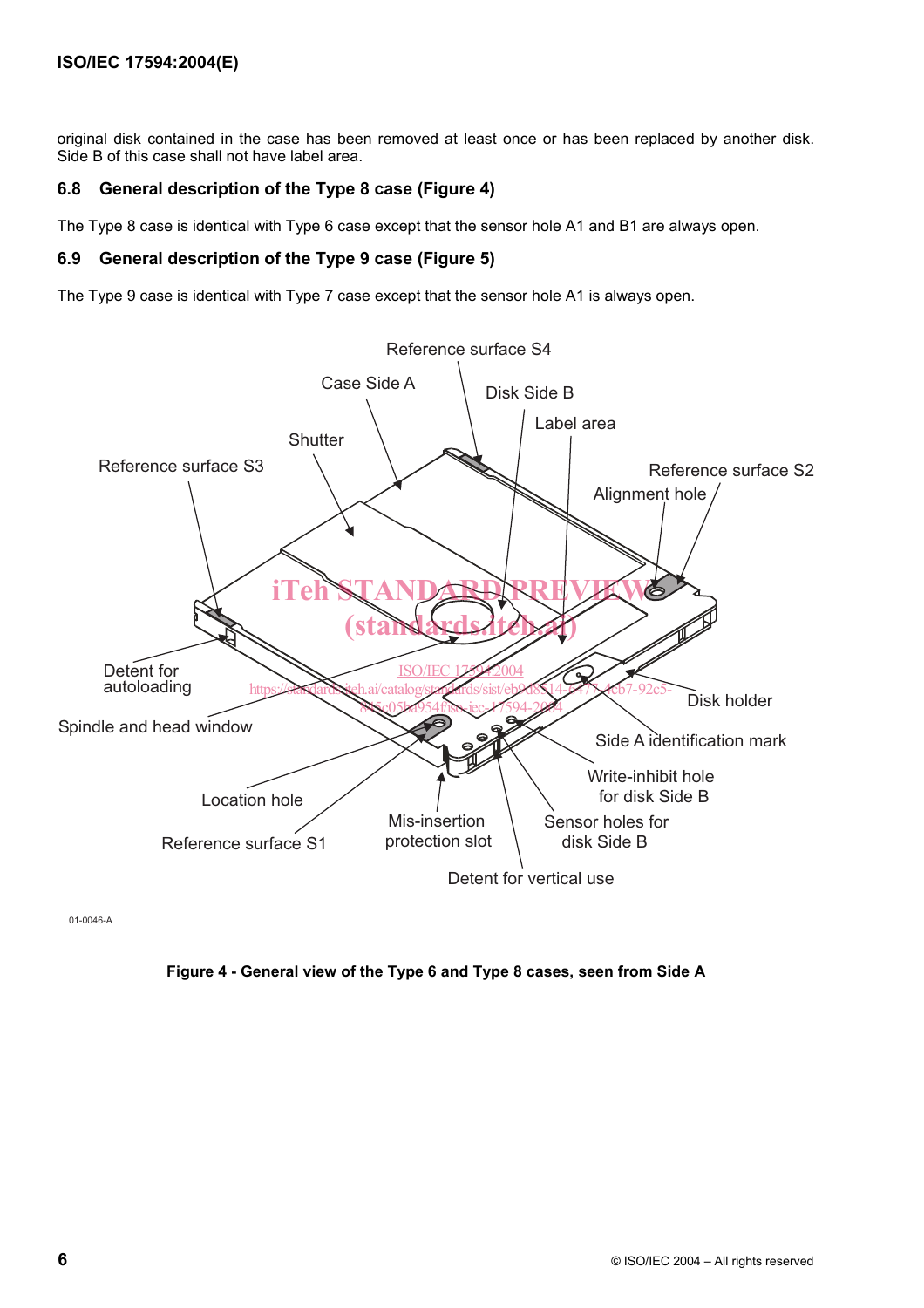original disk contained in the case has been removed at least once or has been replaced by another disk. Side B of this case shall not have label area.

### 6.8 General description of the Type 8 case (Figure 4)

The Type 8 case is identical with Type 6 case except that the sensor hole A1 and B1 are always open.

### 6.9 General description of the Type 9 case (Figure 5)

The Type 9 case is identical with Type 7 case except that the sensor hole A1 is always open.

Reference surface S4
Case Side A
Disk Side B
Label area
Shutter
Reference surface S3
Reference surface S2
Alignment hole
Detent for autoloading
Disk holder
Spindle and head window
Side A identification mark
Write-inhibit hole for disk Side B
Location hole
Mis-insertion protection slot
Sensor holes for disk Side B
Reference surface S1
Detent for vertical use

01-0046-A

**Figure 4 - General view of the Type 6 and Type 8 cases, seen from Side A**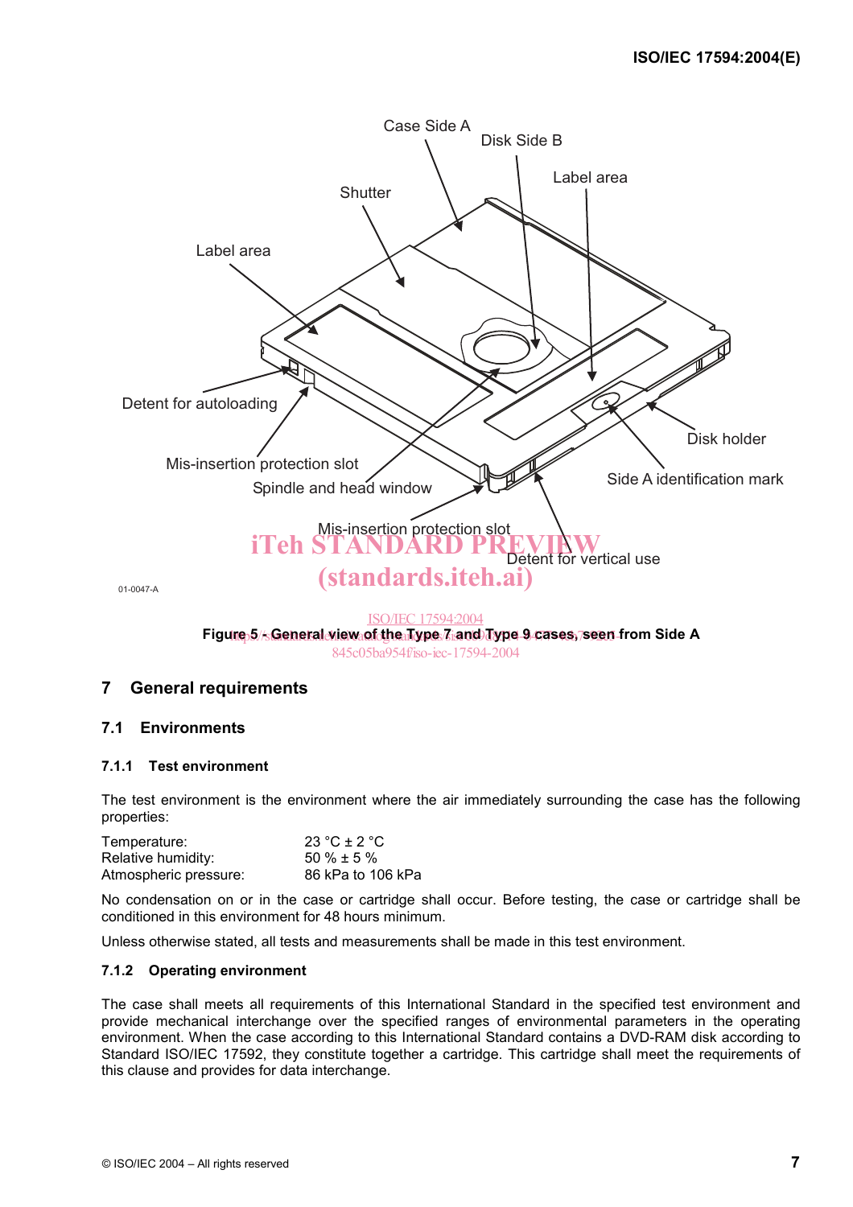Figure 5 - General view of the Type 7 and Type 9 cases, seen from Side A

## 7 General requirements

### 7.1 Environments

#### 7.1.1 Test environment

The test environment is the environment where the air immediately surrounding the case has the following properties:

| | |
|---|---|
| Temperature: | 23 °C ± 2 °C |
| Relative humidity: | 50 % ± 5 % |
| Atmospheric pressure: | 86 kPa to 106 kPa |

No condensation on or in the case or cartridge shall occur. Before testing, the case or cartridge shall be conditioned in this environment for 48 hours minimum.

Unless otherwise stated, all tests and measurements shall be made in this test environment.

#### 7.1.2 Operating environment

The case shall meets all requirements of this International Standard in the specified test environment and provide mechanical interchange over the specified ranges of environmental parameters in the operating environment. When the case according to this International Standard contains a DVD-RAM disk according to Standard ISO/IEC 17592, they constitute together a cartridge. This cartridge shall meet the requirements of this clause and provides for data interchange.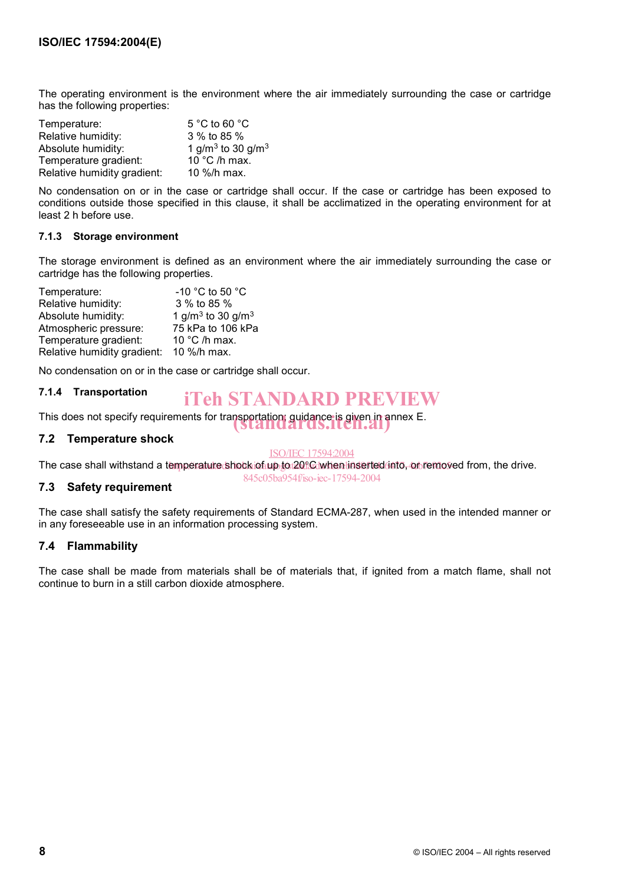The operating environment is the environment where the air immediately surrounding the case or cartridge has the following properties:

| | |
|---|---|
| Temperature: | 5 °C to 60 °C |
| Relative humidity: | 3 % to 85 % |
| Absolute humidity: | 1 g/m$^3$ to 30 g/m$^3$ |
| Temperature gradient: | 10 °C /h max. |
| Relative humidity gradient: | 10 %/h max. |

No condensation on or in the case or cartridge shall occur. If the case or cartridge has been exposed to conditions outside those specified in this clause, it shall be acclimatized in the operating environment for at least 2 h before use.

#### 7.1.3 Storage environment

The storage environment is defined as an environment where the air immediately surrounding the case or cartridge has the following properties.

| | |
|---|---|
| Temperature: | -10 °C to 50 °C |
| Relative humidity: | 3 % to 85 % |
| Absolute humidity: | 1 g/m$^3$ to 30 g/m$^3$ |
| Atmospheric pressure: | 75 kPa to 106 kPa |
| Temperature gradient: | 10 °C /h max. |
| Relative humidity gradient: | 10 %/h max. |

No condensation on or in the case or cartridge shall occur.

#### 7.1.4 Transportation

This does not specify requirements for transportation; guidance is given in annex E.

### 7.2 Temperature shock

The case shall withstand a temperature shock of up to 20°C when inserted into, or removed from, the drive.

### 7.3 Safety requirement

The case shall satisfy the safety requirements of Standard ECMA-287, when used in the intended manner or in any foreseeable use in an information processing system.

### 7.4 Flammability

The case shall be made from materials shall be of materials that, if ignited from a match flame, shall not continue to burn in a still carbon dioxide atmosphere.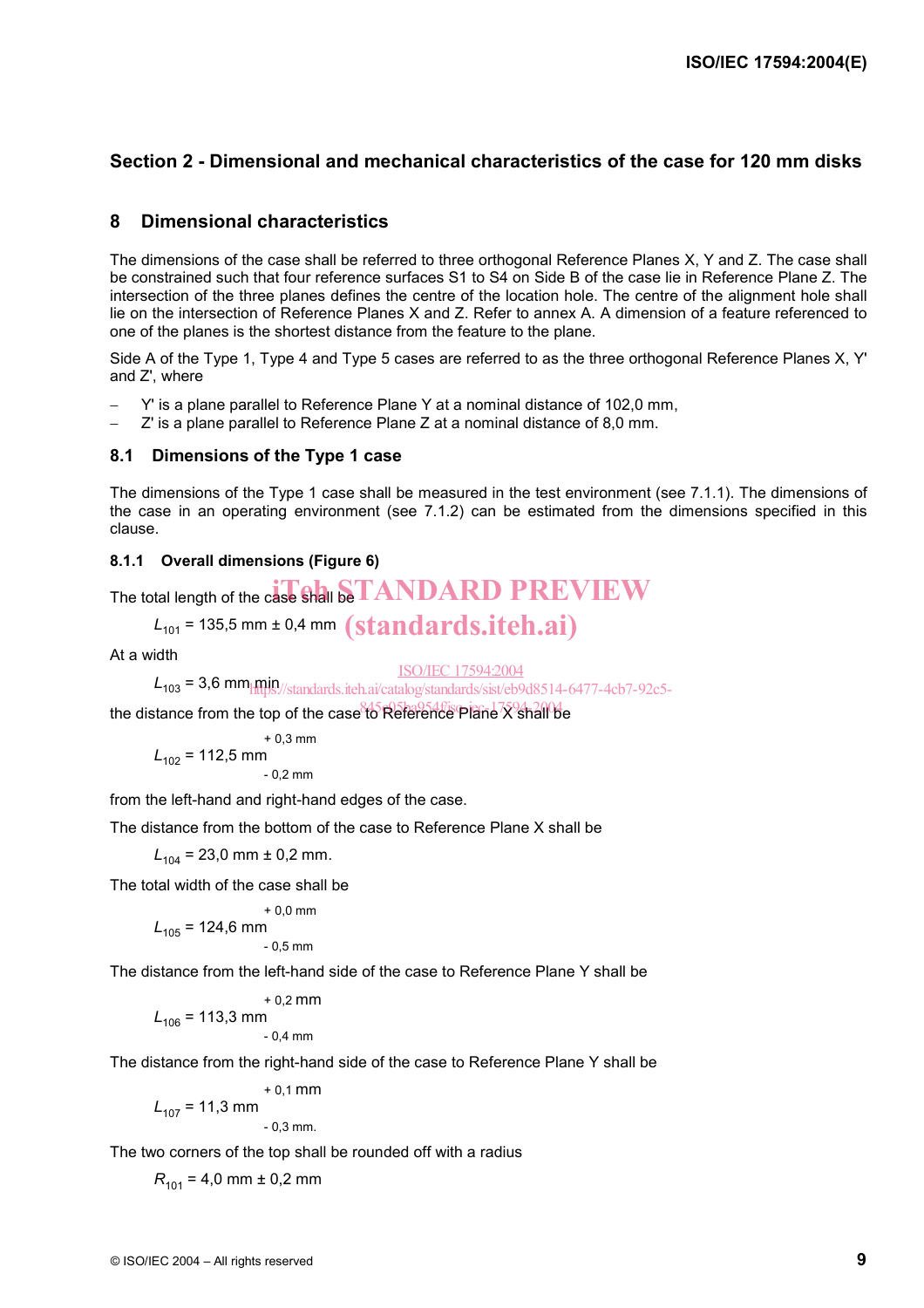## Section 2 - Dimensional and mechanical characteristics of the case for 120 mm disks

## 8 Dimensional characteristics

The dimensions of the case shall be referred to three orthogonal Reference Planes X, Y and Z. The case shall be constrained such that four reference surfaces S1 to S4 on Side B of the case lie in Reference Plane Z. The intersection of the three planes defines the centre of the location hole. The centre of the alignment hole shall lie on the intersection of Reference Planes X and Z. Refer to annex A. A dimension of a feature referenced to one of the planes is the shortest distance from the feature to the plane.

Side A of the Type 1, Type 4 and Type 5 cases are referred to as the three orthogonal Reference Planes X, Y' and Z', where

- Y' is a plane parallel to Reference Plane Y at a nominal distance of 102,0 mm,
- Z' is a plane parallel to Reference Plane Z at a nominal distance of 8,0 mm.

### 8.1 Dimensions of the Type 1 case

The dimensions of the Type 1 case shall be measured in the test environment (see 7.1.1). The dimensions of the case in an operating environment (see 7.1.2) can be estimated from the dimensions specified in this clause.

#### 8.1.1 Overall dimensions (Figure 6)

The total length of the case shall be

$L_{101}$ = 135,5 mm ± 0,4 mm

At a width

$L_{103}$ = 3,6 mm min

the distance from the top of the case to Reference Plane X shall be

$L_{102} = 112,5 \text{ mm } ^{+0,3 \text{ mm}}_{-0,2 \text{ mm}}$

from the left-hand and right-hand edges of the case.

The distance from the bottom of the case to Reference Plane X shall be

$L_{104}$ = 23,0 mm ± 0,2 mm.

The total width of the case shall be

$L_{105} = 124,6 \text{ mm } ^{+0,0 \text{ mm}}_{-0,5 \text{ mm}}$

The distance from the left-hand side of the case to Reference Plane Y shall be

$L_{106} = 113,3 \text{ mm } ^{+0,2 \text{ mm}}_{-0,4 \text{ mm}}$

The distance from the right-hand side of the case to Reference Plane Y shall be

$L_{107} = 11,3 \text{ mm } ^{+0,1 \text{ mm}}_{-0,3 \text{ mm}}$.

The two corners of the top shall be rounded off with a radius

$R_{101}$ = 4,0 mm ± 0,2 mm